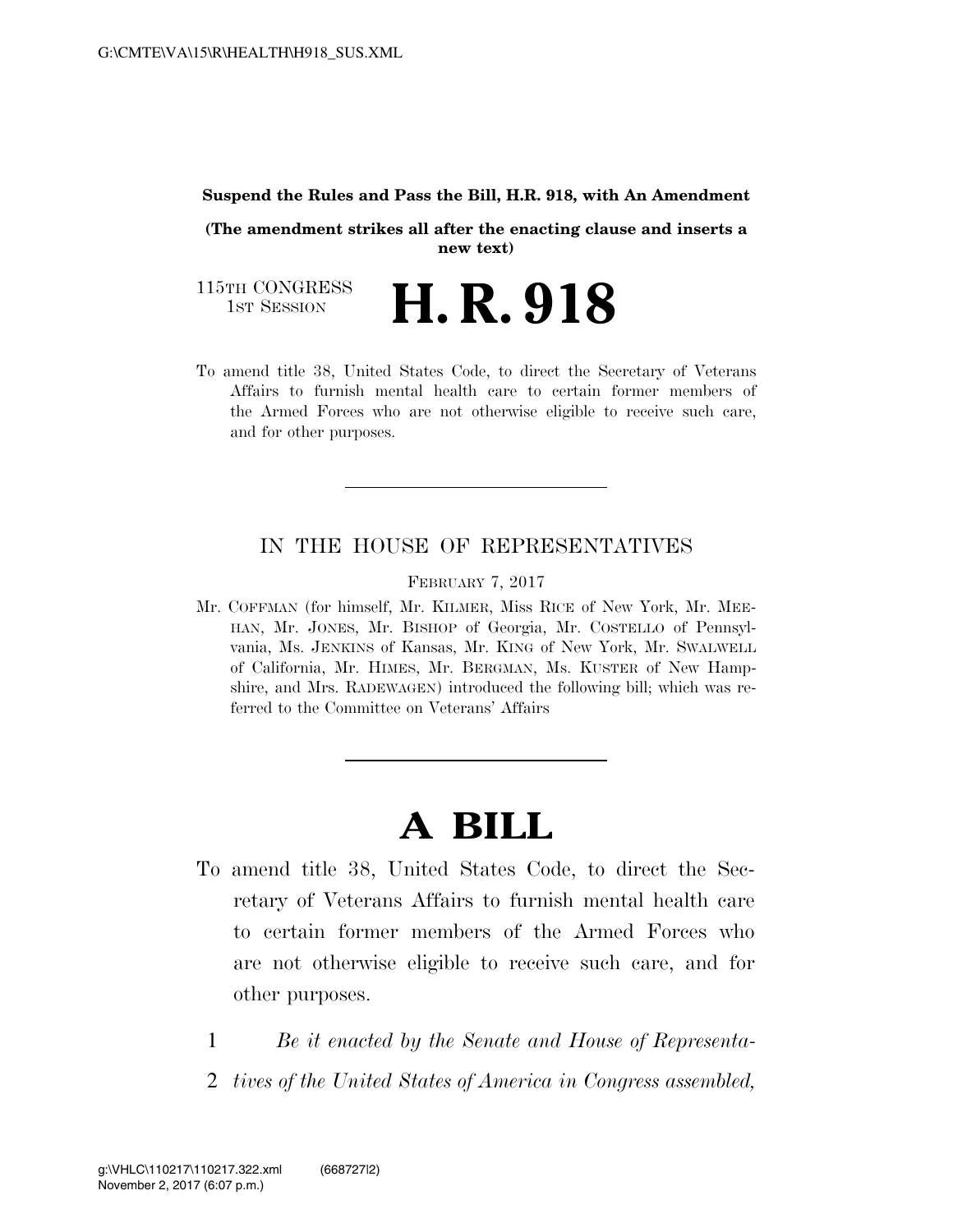**Suspend the Rules and Pass the Bill, H.R. 918, with An Amendment**

**(The amendment strikes all after the enacting clause and inserts a new text)**

115TH CONGRESS
1ST SESSION

# H. R. 918

To amend title 38, United States Code, to direct the Secretary of Veterans Affairs to furnish mental health care to certain former members of the Armed Forces who are not otherwise eligible to receive such care, and for other purposes.

---

IN THE HOUSE OF REPRESENTATIVES

FEBRUARY 7, 2017

Mr. COFFMAN (for himself, Mr. KILMER, Miss RICE of New York, Mr. MEEHAN, Mr. JONES, Mr. BISHOP of Georgia, Mr. COSTELLO of Pennsylvania, Ms. JENKINS of Kansas, Mr. KING of New York, Mr. SWALWELL of California, Mr. HIMES, Mr. BERGMAN, Ms. KUSTER of New Hampshire, and Mrs. RADEWAGEN) introduced the following bill; which was referred to the Committee on Veterans' Affairs

---

# A BILL

To amend title 38, United States Code, to direct the Secretary of Veterans Affairs to furnish mental health care to certain former members of the Armed Forces who are not otherwise eligible to receive such care, and for other purposes.

1 *Be it enacted by the Senate and House of Representa-*
2 *tives of the United States of America in Congress assembled,*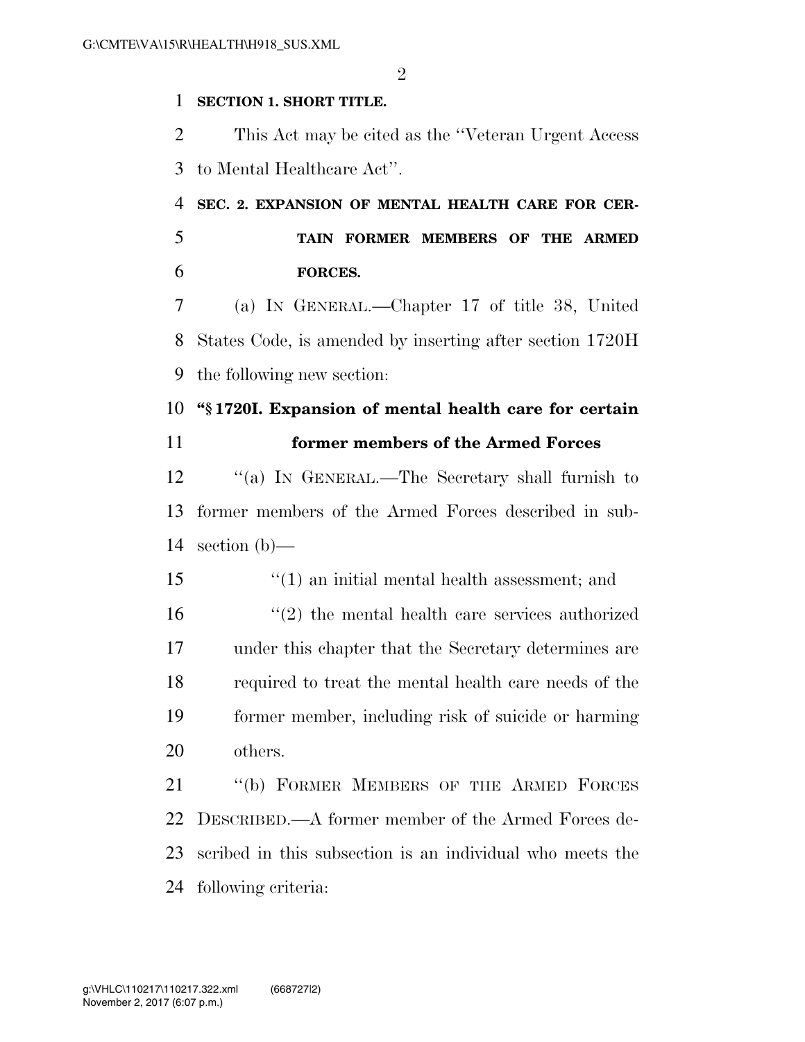**SECTION 1. SHORT TITLE.**

This Act may be cited as the ''Veteran Urgent Access to Mental Healthcare Act''.

**SEC. 2. EXPANSION OF MENTAL HEALTH CARE FOR CERTAIN FORMER MEMBERS OF THE ARMED FORCES.**

(a) IN GENERAL.—Chapter 17 of title 38, United States Code, is amended by inserting after section 1720H the following new section:

**''§ 1720I. Expansion of mental health care for certain former members of the Armed Forces**

''(a) IN GENERAL.—The Secretary shall furnish to former members of the Armed Forces described in subsection (b)—

''(1) an initial mental health assessment; and

''(2) the mental health care services authorized under this chapter that the Secretary determines are required to treat the mental health care needs of the former member, including risk of suicide or harming others.

''(b) FORMER MEMBERS OF THE ARMED FORCES DESCRIBED.—A former member of the Armed Forces described in this subsection is an individual who meets the following criteria: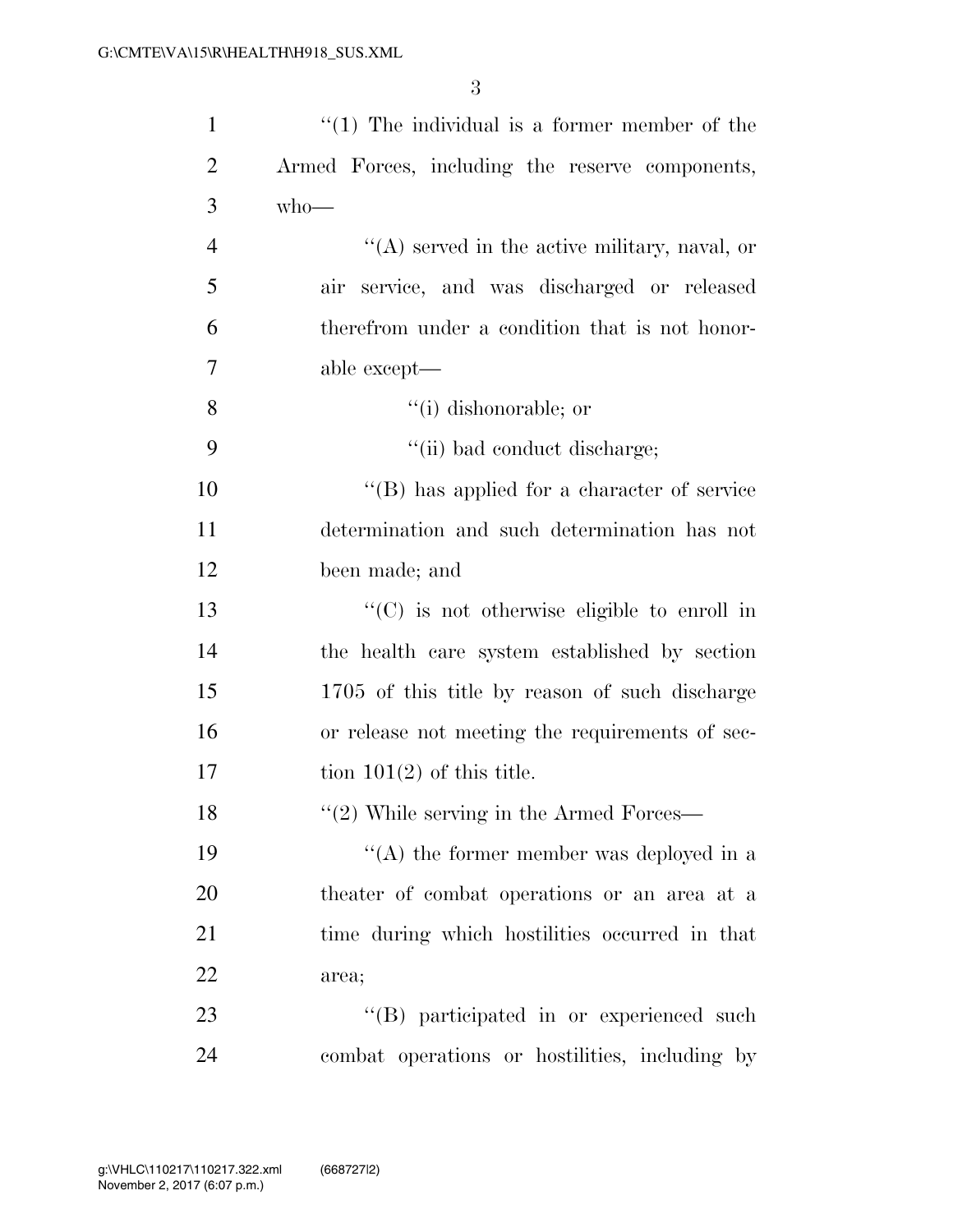"(1) The individual is a former member of the Armed Forces, including the reserve components, who—

"(A) served in the active military, naval, or air service, and was discharged or released therefrom under a condition that is not honorable except—

"(i) dishonorable; or

"(ii) bad conduct discharge;

"(B) has applied for a character of service determination and such determination has not been made; and

"(C) is not otherwise eligible to enroll in the health care system established by section 1705 of this title by reason of such discharge or release not meeting the requirements of section 101(2) of this title.

"(2) While serving in the Armed Forces—

"(A) the former member was deployed in a theater of combat operations or an area at a time during which hostilities occurred in that area;

"(B) participated in or experienced such combat operations or hostilities, including by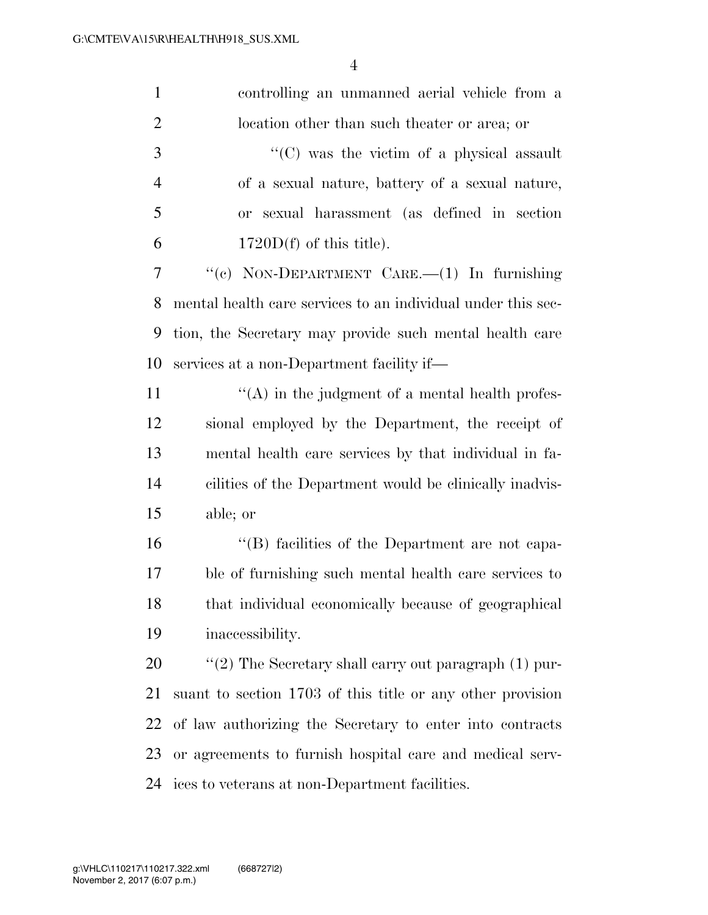controlling an unmanned aerial vehicle from a location other than such theater or area; or

"(C) was the victim of a physical assault of a sexual nature, battery of a sexual nature, or sexual harassment (as defined in section 1720D(f) of this title).

"(c) NON-DEPARTMENT CARE.—(1) In furnishing mental health care services to an individual under this section, the Secretary may provide such mental health care services at a non-Department facility if—

"(A) in the judgment of a mental health professional employed by the Department, the receipt of mental health care services by that individual in facilities of the Department would be clinically inadvisable; or

"(B) facilities of the Department are not capable of furnishing such mental health care services to that individual economically because of geographical inaccessibility.

"(2) The Secretary shall carry out paragraph (1) pursuant to section 1703 of this title or any other provision of law authorizing the Secretary to enter into contracts or agreements to furnish hospital care and medical services to veterans at non-Department facilities.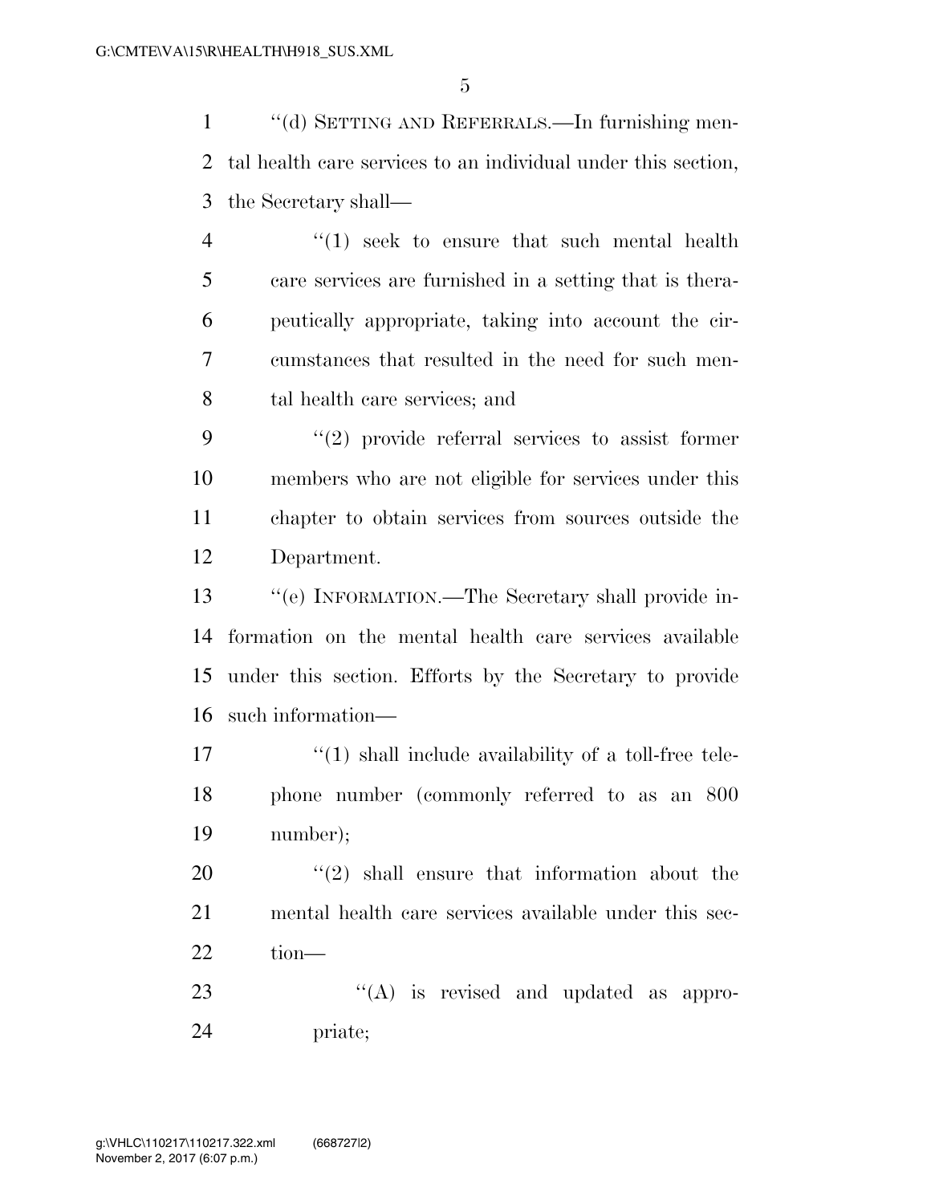"(d) SETTING AND REFERRALS.—In furnishing mental health care services to an individual under this section, the Secretary shall—

"(1) seek to ensure that such mental health care services are furnished in a setting that is therapeutically appropriate, taking into account the circumstances that resulted in the need for such mental health care services; and

"(2) provide referral services to assist former members who are not eligible for services under this chapter to obtain services from sources outside the Department.

"(e) INFORMATION.—The Secretary shall provide information on the mental health care services available under this section. Efforts by the Secretary to provide such information—

"(1) shall include availability of a toll-free telephone number (commonly referred to as an 800 number);

"(2) shall ensure that information about the mental health care services available under this section—

"(A) is revised and updated as appropriate;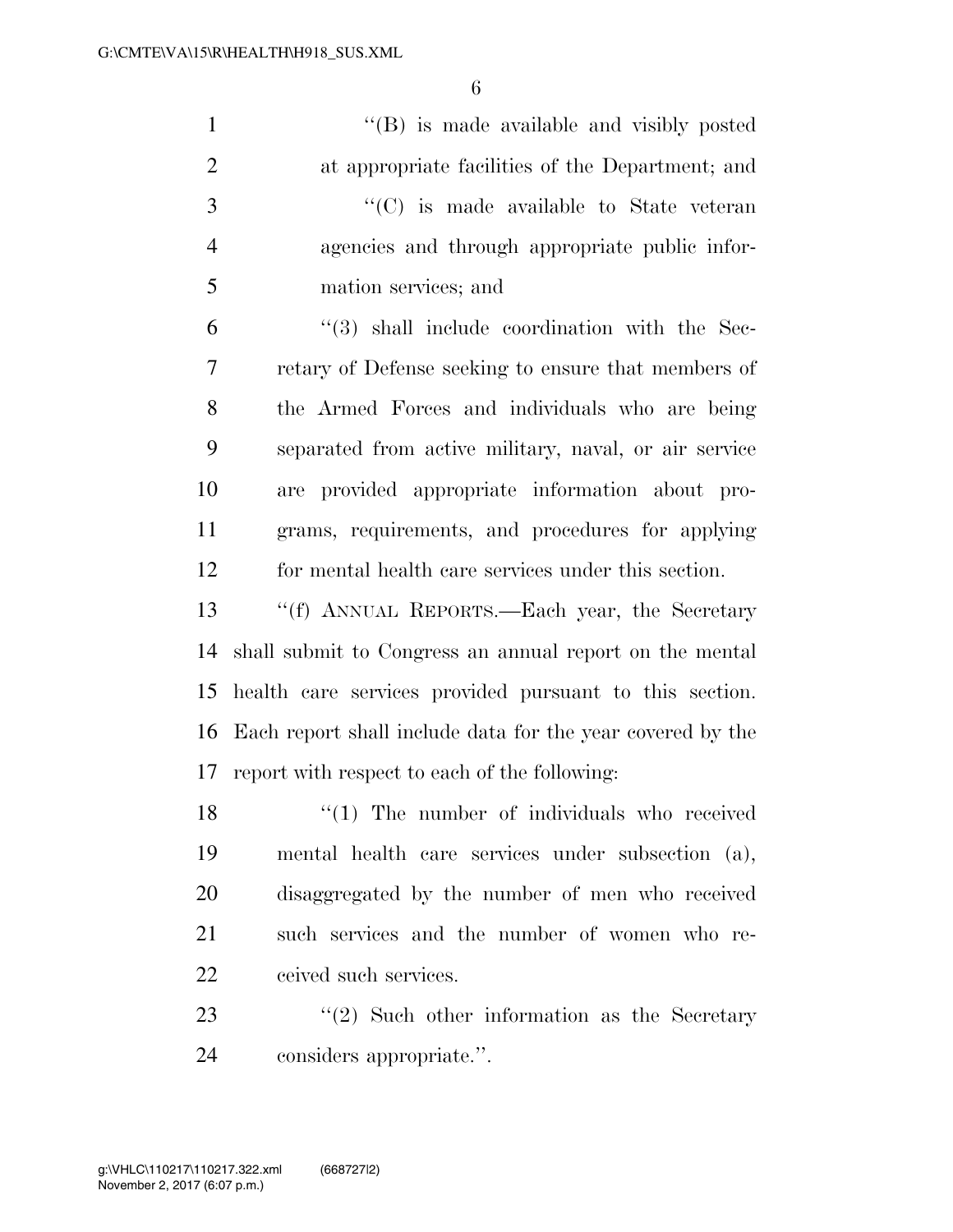''(B) is made available and visibly posted at appropriate facilities of the Department; and

''(C) is made available to State veteran agencies and through appropriate public information services; and

''(3) shall include coordination with the Secretary of Defense seeking to ensure that members of the Armed Forces and individuals who are being separated from active military, naval, or air service are provided appropriate information about programs, requirements, and procedures for applying for mental health care services under this section.

''(f) ANNUAL REPORTS.—Each year, the Secretary shall submit to Congress an annual report on the mental health care services provided pursuant to this section. Each report shall include data for the year covered by the report with respect to each of the following:

''(1) The number of individuals who received mental health care services under subsection (a), disaggregated by the number of men who received such services and the number of women who received such services.

''(2) Such other information as the Secretary considers appropriate.''.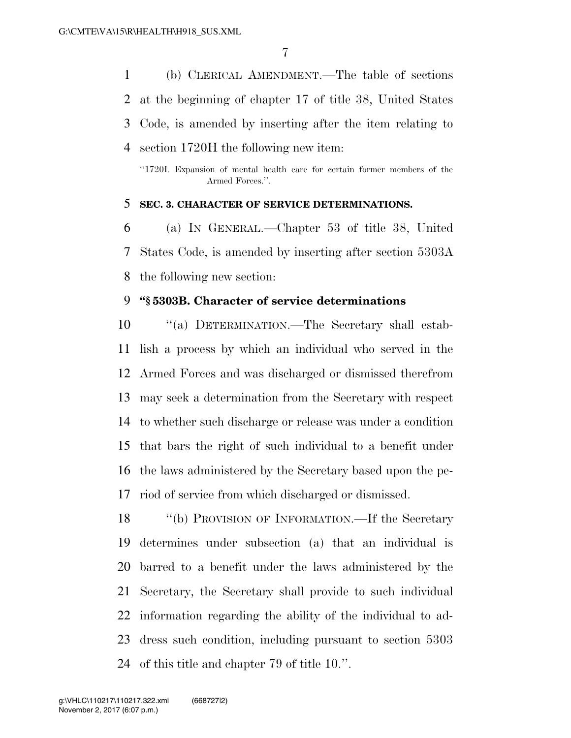(b) CLERICAL AMENDMENT.—The table of sections at the beginning of chapter 17 of title 38, United States Code, is amended by inserting after the item relating to section 1720H the following new item:

"1720I. Expansion of mental health care for certain former members of the Armed Forces.".

**SEC. 3. CHARACTER OF SERVICE DETERMINATIONS.**

(a) IN GENERAL.—Chapter 53 of title 38, United States Code, is amended by inserting after section 5303A the following new section:

**"§ 5303B. Character of service determinations**

"(a) DETERMINATION.—The Secretary shall establish a process by which an individual who served in the Armed Forces and was discharged or dismissed therefrom may seek a determination from the Secretary with respect to whether such discharge or release was under a condition that bars the right of such individual to a benefit under the laws administered by the Secretary based upon the period of service from which discharged or dismissed.

"(b) PROVISION OF INFORMATION.—If the Secretary determines under subsection (a) that an individual is barred to a benefit under the laws administered by the Secretary, the Secretary shall provide to such individual information regarding the ability of the individual to address such condition, including pursuant to section 5303 of this title and chapter 79 of title 10.".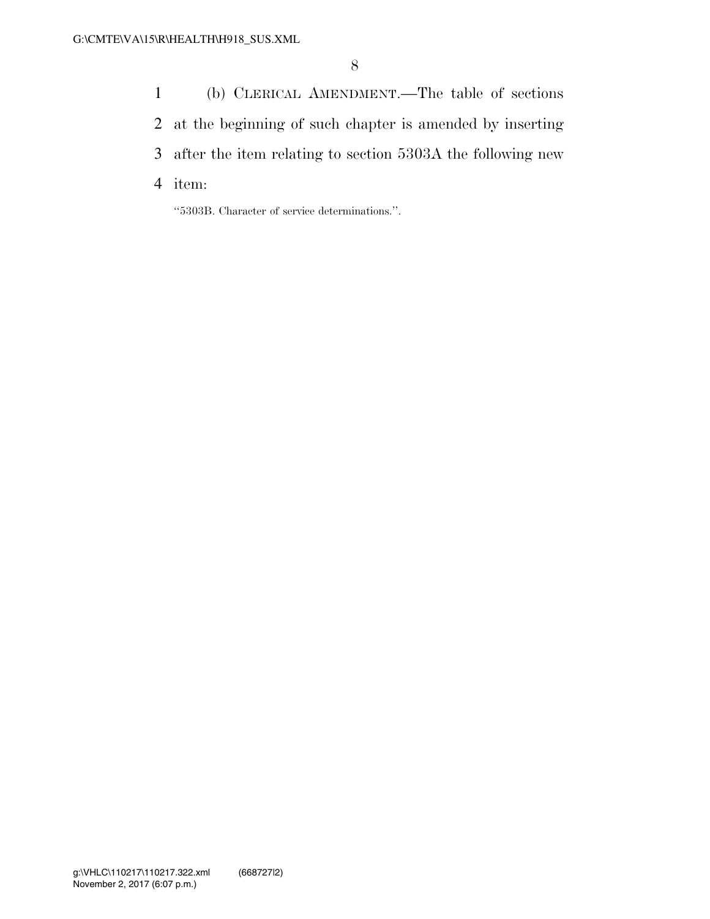(b) CLERICAL AMENDMENT.—The table of sections at the beginning of such chapter is amended by inserting after the item relating to section 5303A the following new item:

"5303B. Character of service determinations.".